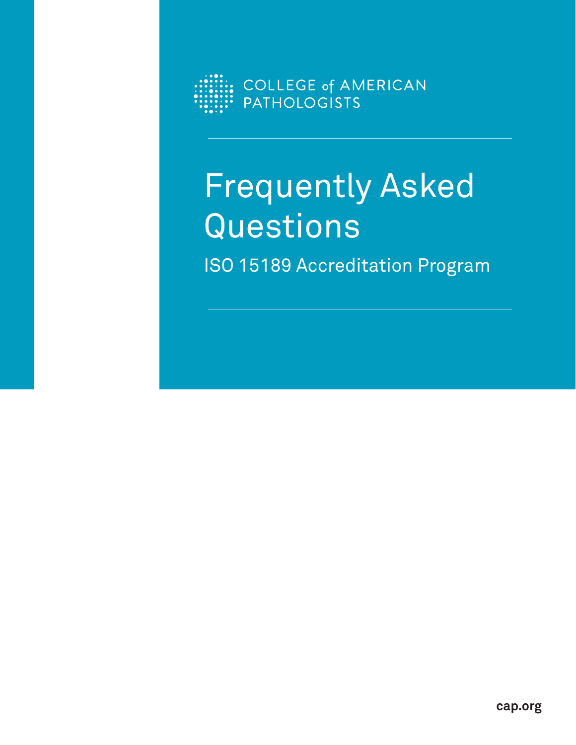COLLEGE of AMERICAN PATHOLOGISTS

# Frequently Asked Questions

## ISO 15189 Accreditation Program

cap.org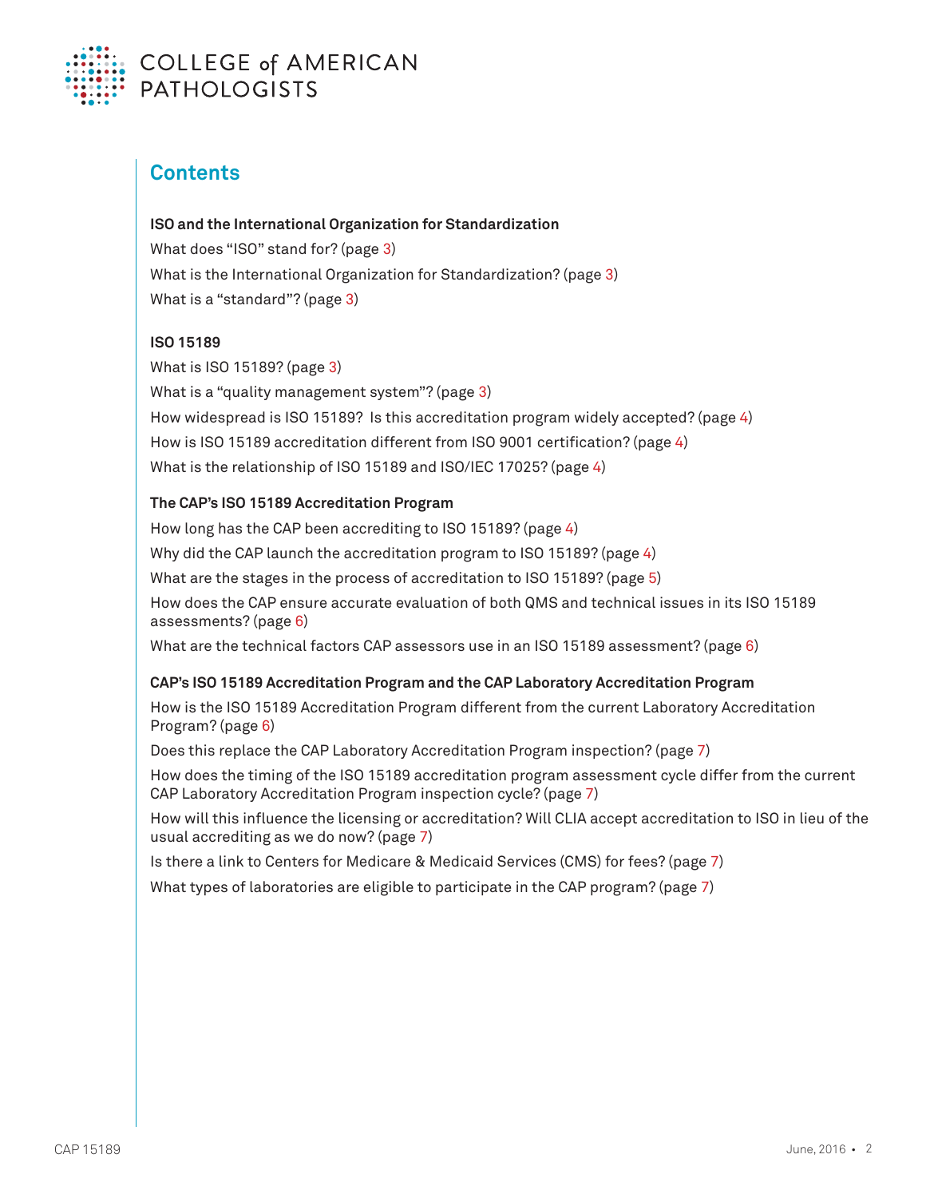## Contents

**ISO and the International Organization for Standardization**

What does "ISO" stand for? (page 3)

What is the International Organization for Standardization? (page 3)

What is a "standard"? (page 3)

**ISO 15189**

What is ISO 15189? (page 3)

What is a "quality management system"? (page 3)

How widespread is ISO 15189? Is this accreditation program widely accepted? (page 4)

How is ISO 15189 accreditation different from ISO 9001 certification? (page 4)

What is the relationship of ISO 15189 and ISO/IEC 17025? (page 4)

**The CAP's ISO 15189 Accreditation Program**

How long has the CAP been accrediting to ISO 15189? (page 4)

Why did the CAP launch the accreditation program to ISO 15189? (page 4)

What are the stages in the process of accreditation to ISO 15189? (page 5)

How does the CAP ensure accurate evaluation of both QMS and technical issues in its ISO 15189 assessments? (page 6)

What are the technical factors CAP assessors use in an ISO 15189 assessment? (page 6)

**CAP's ISO 15189 Accreditation Program and the CAP Laboratory Accreditation Program**

How is the ISO 15189 Accreditation Program different from the current Laboratory Accreditation Program? (page 6)

Does this replace the CAP Laboratory Accreditation Program inspection? (page 7)

How does the timing of the ISO 15189 accreditation program assessment cycle differ from the current CAP Laboratory Accreditation Program inspection cycle? (page 7)

How will this influence the licensing or accreditation? Will CLIA accept accreditation to ISO in lieu of the usual accrediting as we do now? (page 7)

Is there a link to Centers for Medicare & Medicaid Services (CMS) for fees? (page 7)

What types of laboratories are eligible to participate in the CAP program? (page 7)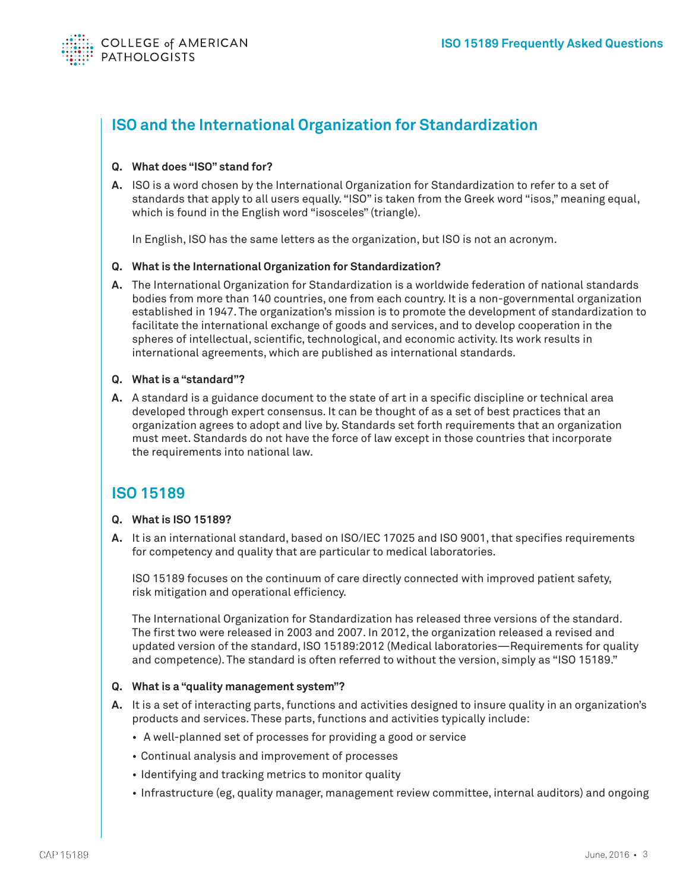## ISO and the International Organization for Standardization

**Q. What does "ISO" stand for?**

**A.** ISO is a word chosen by the International Organization for Standardization to refer to a set of standards that apply to all users equally. "ISO" is taken from the Greek word "isos," meaning equal, which is found in the English word "isosceles" (triangle).

In English, ISO has the same letters as the organization, but ISO is not an acronym.

**Q. What is the International Organization for Standardization?**

**A.** The International Organization for Standardization is a worldwide federation of national standards bodies from more than 140 countries, one from each country. It is a non-governmental organization established in 1947. The organization's mission is to promote the development of standardization to facilitate the international exchange of goods and services, and to develop cooperation in the spheres of intellectual, scientific, technological, and economic activity. Its work results in international agreements, which are published as international standards.

**Q. What is a "standard"?**

**A.** A standard is a guidance document to the state of art in a specific discipline or technical area developed through expert consensus. It can be thought of as a set of best practices that an organization agrees to adopt and live by. Standards set forth requirements that an organization must meet. Standards do not have the force of law except in those countries that incorporate the requirements into national law.

## ISO 15189

**Q. What is ISO 15189?**

**A.** It is an international standard, based on ISO/IEC 17025 and ISO 9001, that specifies requirements for competency and quality that are particular to medical laboratories.

ISO 15189 focuses on the continuum of care directly connected with improved patient safety, risk mitigation and operational efficiency.

The International Organization for Standardization has released three versions of the standard. The first two were released in 2003 and 2007. In 2012, the organization released a revised and updated version of the standard, ISO 15189:2012 (Medical laboratories—Requirements for quality and competence). The standard is often referred to without the version, simply as "ISO 15189."

**Q. What is a "quality management system"?**

**A.** It is a set of interacting parts, functions and activities designed to insure quality in an organization's products and services. These parts, functions and activities typically include:

- A well-planned set of processes for providing a good or service
- Continual analysis and improvement of processes
- Identifying and tracking metrics to monitor quality
- Infrastructure (eg, quality manager, management review committee, internal auditors) and ongoing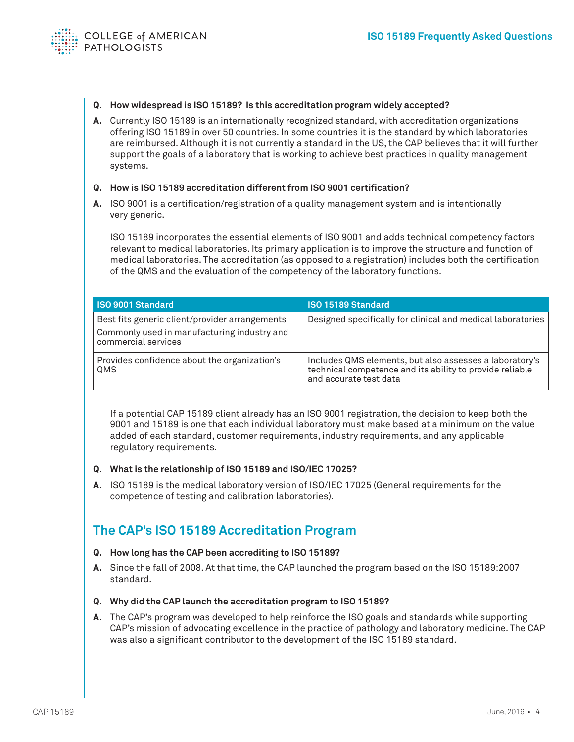**Q. How widespread is ISO 15189? Is this accreditation program widely accepted?**

**A.** Currently ISO 15189 is an internationally recognized standard, with accreditation organizations offering ISO 15189 in over 50 countries. In some countries it is the standard by which laboratories are reimbursed. Although it is not currently a standard in the US, the CAP believes that it will further support the goals of a laboratory that is working to achieve best practices in quality management systems.

**Q. How is ISO 15189 accreditation different from ISO 9001 certification?**

**A.** ISO 9001 is a certification/registration of a quality management system and is intentionally very generic.

ISO 15189 incorporates the essential elements of ISO 9001 and adds technical competency factors relevant to medical laboratories. Its primary application is to improve the structure and function of medical laboratories. The accreditation (as opposed to a registration) includes both the certification of the QMS and the evaluation of the competency of the laboratory functions.

| ISO 9001 Standard | ISO 15189 Standard |
|---|---|
| Best fits generic client/provider arrangements<br>Commonly used in manufacturing industry and commercial services | Designed specifically for clinical and medical laboratories |
| Provides confidence about the organization's QMS | Includes QMS elements, but also assesses a laboratory's technical competence and its ability to provide reliable and accurate test data |

If a potential CAP 15189 client already has an ISO 9001 registration, the decision to keep both the 9001 and 15189 is one that each individual laboratory must make based at a minimum on the value added of each standard, customer requirements, industry requirements, and any applicable regulatory requirements.

**Q. What is the relationship of ISO 15189 and ISO/IEC 17025?**

**A.** ISO 15189 is the medical laboratory version of ISO/IEC 17025 (General requirements for the competence of testing and calibration laboratories).

## The CAP's ISO 15189 Accreditation Program

**Q. How long has the CAP been accrediting to ISO 15189?**

**A.** Since the fall of 2008. At that time, the CAP launched the program based on the ISO 15189:2007 standard.

**Q. Why did the CAP launch the accreditation program to ISO 15189?**

**A.** The CAP's program was developed to help reinforce the ISO goals and standards while supporting CAP's mission of advocating excellence in the practice of pathology and laboratory medicine. The CAP was also a significant contributor to the development of the ISO 15189 standard.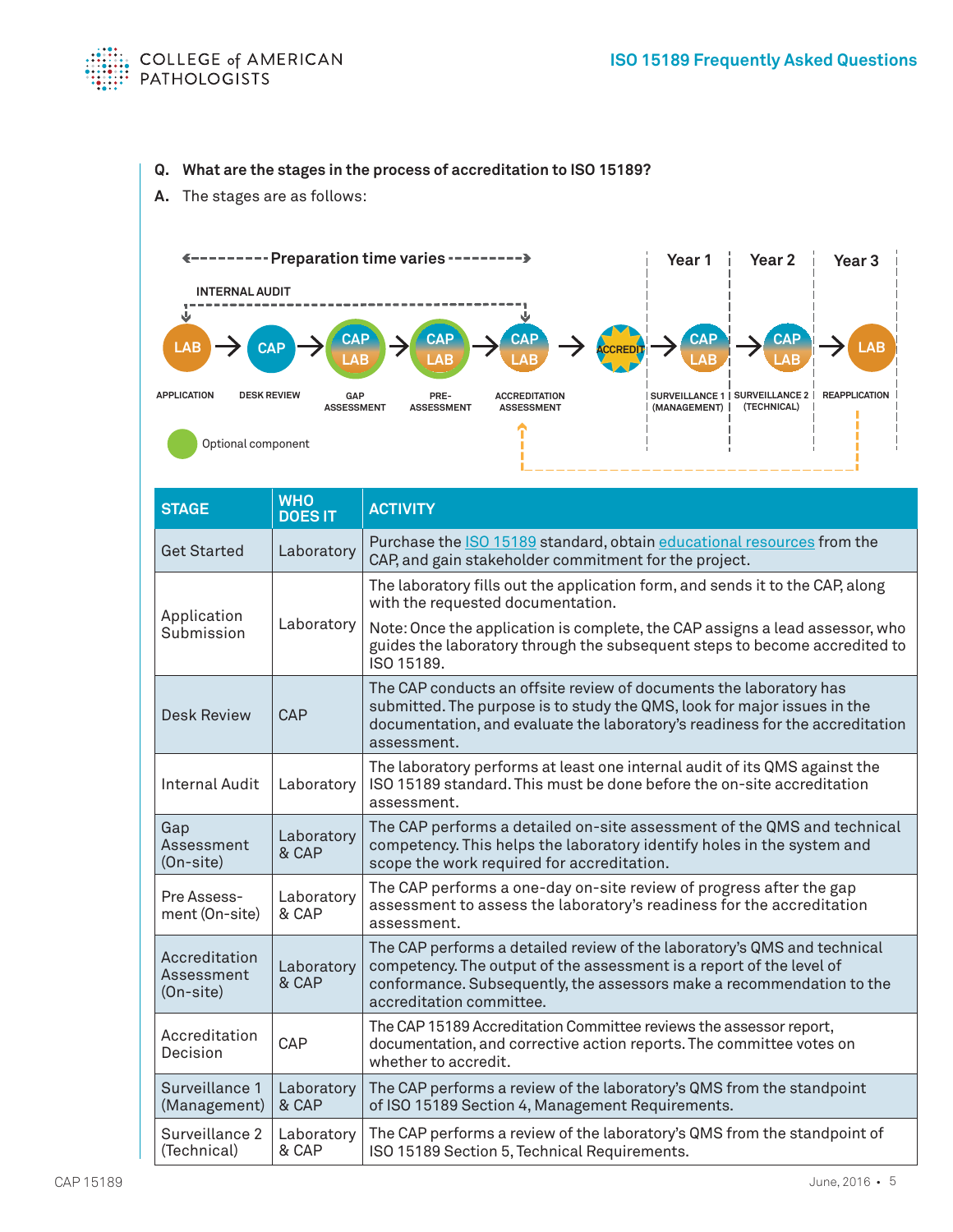**Q. What are the stages in the process of accreditation to ISO 15189?**

**A.** The stages are as follows:

Preparation time varies | Year 1 | Year 2 | Year 3

INTERNAL AUDIT

LAB → CAP → CAP/LAB → CAP/LAB → CAP/LAB → ACCREDIT → CAP/LAB → CAP/LAB → LAB

APPLICATION | DESK REVIEW | GAP ASSESSMENT | PRE-ASSESSMENT | ACCREDITATION ASSESSMENT | | SURVEILLANCE 1 (MANAGEMENT) | SURVEILLANCE 2 (TECHNICAL) | REAPPLICATION

Optional component

| STAGE | WHO DOES IT | ACTIVITY |
|---|---|---|
| Get Started | Laboratory | Purchase the ISO 15189 standard, obtain educational resources from the CAP, and gain stakeholder commitment for the project. |
| Application Submission | Laboratory | The laboratory fills out the application form, and sends it to the CAP, along with the requested documentation. Note: Once the application is complete, the CAP assigns a lead assessor, who guides the laboratory through the subsequent steps to become accredited to ISO 15189. |
| Desk Review | CAP | The CAP conducts an offsite review of documents the laboratory has submitted. The purpose is to study the QMS, look for major issues in the documentation, and evaluate the laboratory's readiness for the accreditation assessment. |
| Internal Audit | Laboratory | The laboratory performs at least one internal audit of its QMS against the ISO 15189 standard. This must be done before the on-site accreditation assessment. |
| Gap Assessment (On-site) | Laboratory & CAP | The CAP performs a detailed on-site assessment of the QMS and technical competency. This helps the laboratory identify holes in the system and scope the work required for accreditation. |
| Pre Assess-ment (On-site) | Laboratory & CAP | The CAP performs a one-day on-site review of progress after the gap assessment to assess the laboratory's readiness for the accreditation assessment. |
| Accreditation Assessment (On-site) | Laboratory & CAP | The CAP performs a detailed review of the laboratory's QMS and technical competency. The output of the assessment is a report of the level of conformance. Subsequently, the assessors make a recommendation to the accreditation committee. |
| Accreditation Decision | CAP | The CAP 15189 Accreditation Committee reviews the assessor report, documentation, and corrective action reports. The committee votes on whether to accredit. |
| Surveillance 1 (Management) | Laboratory & CAP | The CAP performs a review of the laboratory's QMS from the standpoint of ISO 15189 Section 4, Management Requirements. |
| Surveillance 2 (Technical) | Laboratory & CAP | The CAP performs a review of the laboratory's QMS from the standpoint of ISO 15189 Section 5, Technical Requirements. |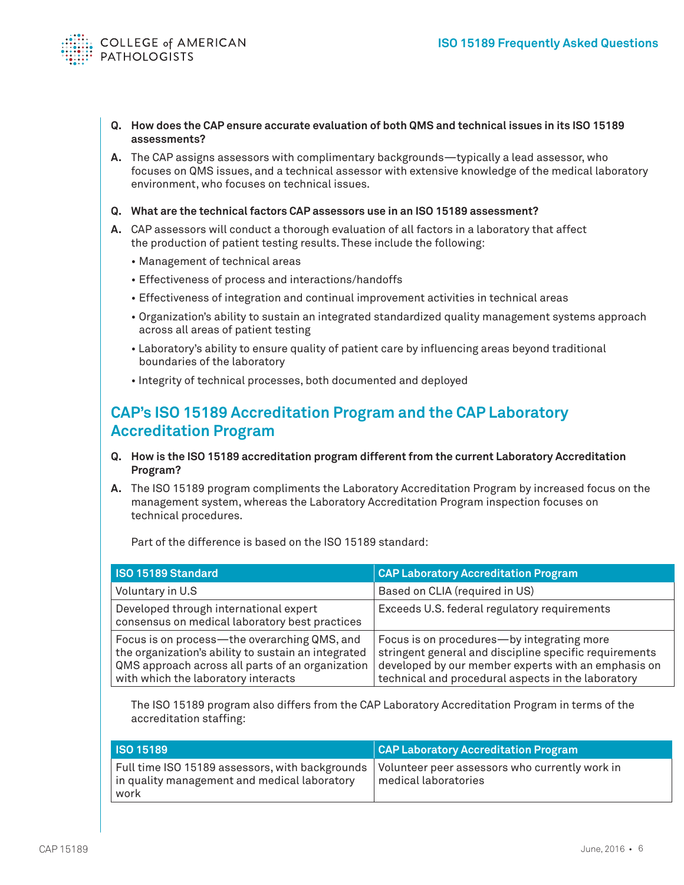**Q. How does the CAP ensure accurate evaluation of both QMS and technical issues in its ISO 15189 assessments?**

**A.** The CAP assigns assessors with complimentary backgrounds—typically a lead assessor, who focuses on QMS issues, and a technical assessor with extensive knowledge of the medical laboratory environment, who focuses on technical issues.

**Q. What are the technical factors CAP assessors use in an ISO 15189 assessment?**

**A.** CAP assessors will conduct a thorough evaluation of all factors in a laboratory that affect the production of patient testing results. These include the following:

- Management of technical areas
- Effectiveness of process and interactions/handoffs
- Effectiveness of integration and continual improvement activities in technical areas
- Organization's ability to sustain an integrated standardized quality management systems approach across all areas of patient testing
- Laboratory's ability to ensure quality of patient care by influencing areas beyond traditional boundaries of the laboratory
- Integrity of technical processes, both documented and deployed

## CAP's ISO 15189 Accreditation Program and the CAP Laboratory Accreditation Program

**Q. How is the ISO 15189 accreditation program different from the current Laboratory Accreditation Program?**

**A.** The ISO 15189 program compliments the Laboratory Accreditation Program by increased focus on the management system, whereas the Laboratory Accreditation Program inspection focuses on technical procedures.

Part of the difference is based on the ISO 15189 standard:

| ISO 15189 Standard | CAP Laboratory Accreditation Program |
|---|---|
| Voluntary in U.S | Based on CLIA (required in US) |
| Developed through international expert consensus on medical laboratory best practices | Exceeds U.S. federal regulatory requirements |
| Focus is on process—the overarching QMS, and the organization's ability to sustain an integrated QMS approach across all parts of an organization with which the laboratory interacts | Focus is on procedures—by integrating more stringent general and discipline specific requirements developed by our member experts with an emphasis on technical and procedural aspects in the laboratory |

The ISO 15189 program also differs from the CAP Laboratory Accreditation Program in terms of the accreditation staffing:

| ISO 15189 | CAP Laboratory Accreditation Program |
|---|---|
| Full time ISO 15189 assessors, with backgrounds in quality management and medical laboratory work | Volunteer peer assessors who currently work in medical laboratories |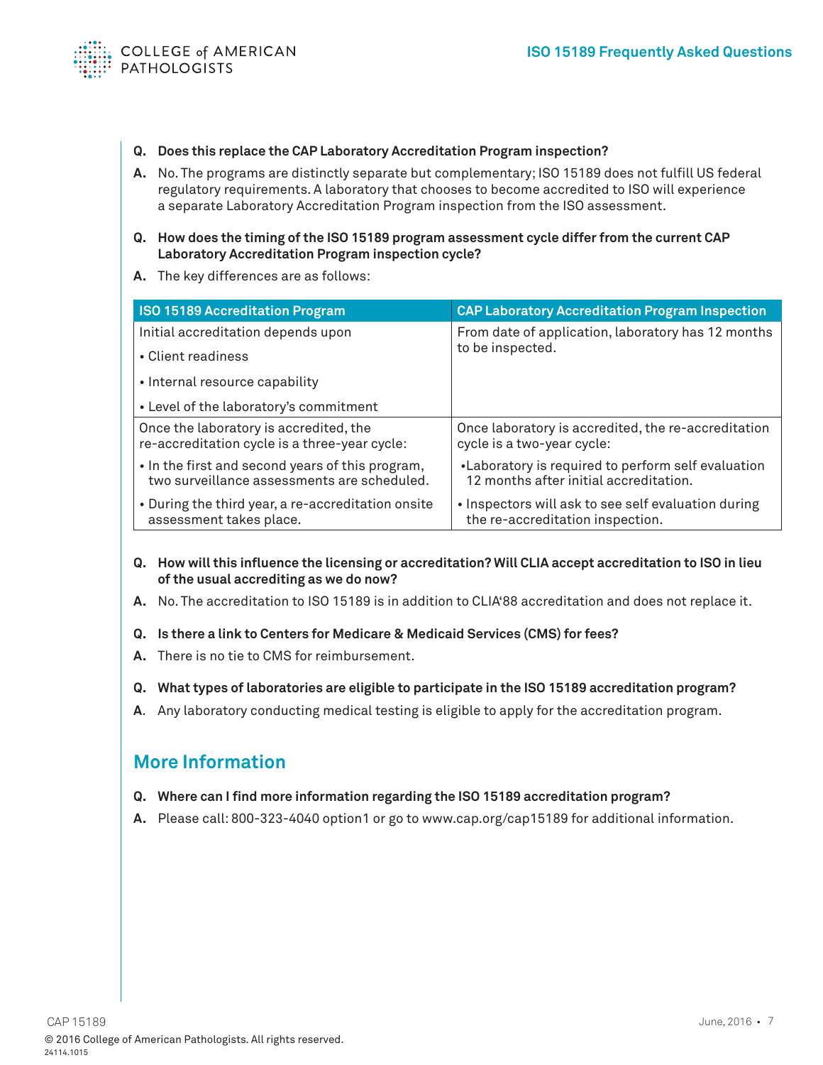**Q. Does this replace the CAP Laboratory Accreditation Program inspection?**

**A.** No. The programs are distinctly separate but complementary; ISO 15189 does not fulfill US federal regulatory requirements. A laboratory that chooses to become accredited to ISO will experience a separate Laboratory Accreditation Program inspection from the ISO assessment.

**Q. How does the timing of the ISO 15189 program assessment cycle differ from the current CAP Laboratory Accreditation Program inspection cycle?**

**A.** The key differences are as follows:

| ISO 15189 Accreditation Program | CAP Laboratory Accreditation Program Inspection |
|---|---|
| Initial accreditation depends upon<br>• Client readiness<br>• Internal resource capability<br>• Level of the laboratory's commitment | From date of application, laboratory has 12 months to be inspected. |
| Once the laboratory is accredited, the re-accreditation cycle is a three-year cycle:<br>• In the first and second years of this program, two surveillance assessments are scheduled.<br>• During the third year, a re-accreditation onsite assessment takes place. | Once laboratory is accredited, the re-accreditation cycle is a two-year cycle:<br>•Laboratory is required to perform self evaluation 12 months after initial accreditation.<br>• Inspectors will ask to see self evaluation during the re-accreditation inspection. |

**Q. How will this influence the licensing or accreditation? Will CLIA accept accreditation to ISO in lieu of the usual accrediting as we do now?**

**A.** No. The accreditation to ISO 15189 is in addition to CLIA'88 accreditation and does not replace it.

**Q. Is there a link to Centers for Medicare & Medicaid Services (CMS) for fees?**

**A.** There is no tie to CMS for reimbursement.

**Q. What types of laboratories are eligible to participate in the ISO 15189 accreditation program?**

**A**. Any laboratory conducting medical testing is eligible to apply for the accreditation program.

## More Information

**Q. Where can I find more information regarding the ISO 15189 accreditation program?**

**A.** Please call: 800-323-4040 option1 or go to www.cap.org/cap15189 for additional information.

© 2016 College of American Pathologists. All rights reserved.
24114.1015